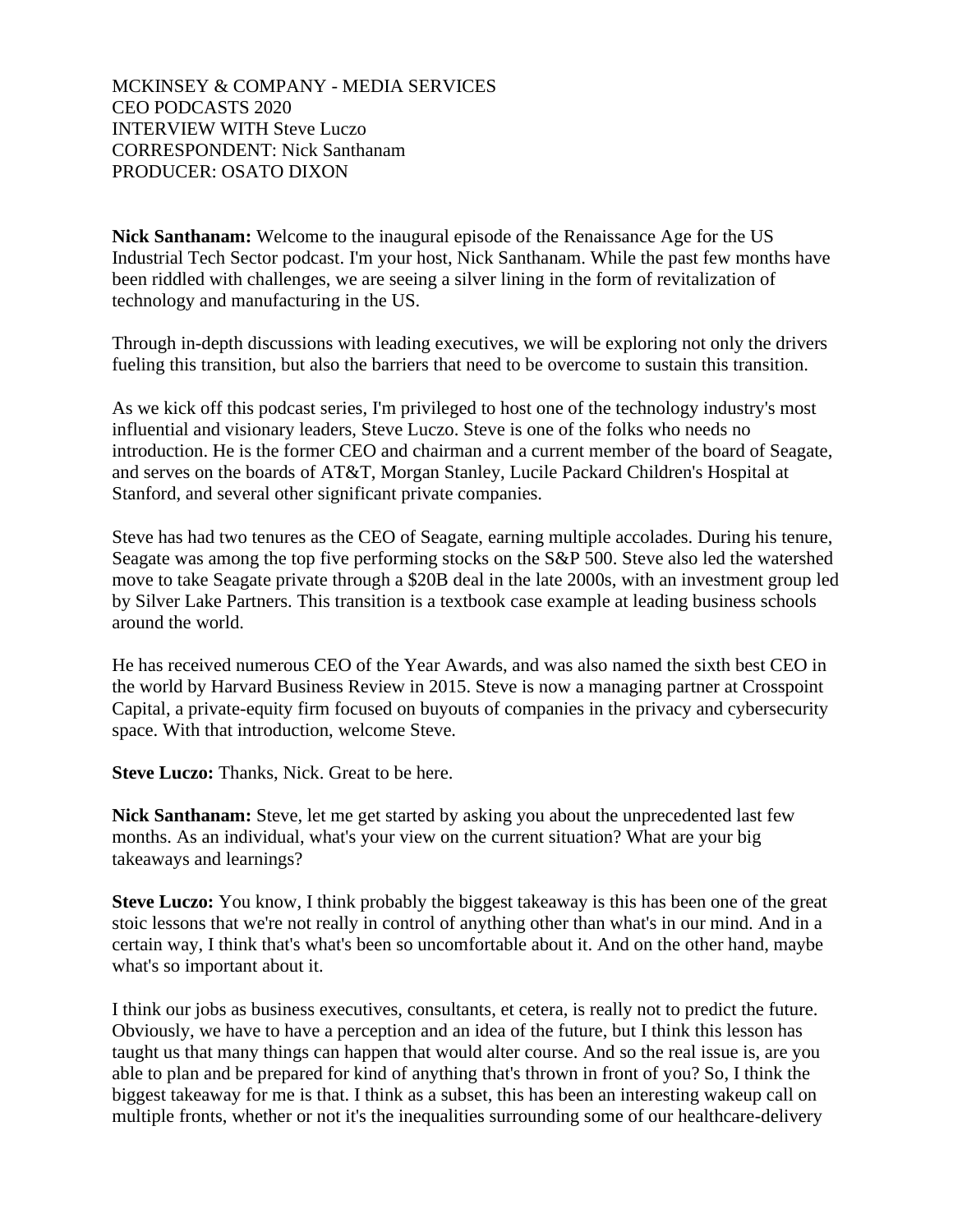MCKINSEY & COMPANY - MEDIA SERVICES
CEO PODCASTS 2020
INTERVIEW WITH Steve Luczo
CORRESPONDENT: Nick Santhanam
PRODUCER: OSATO DIXON

**Nick Santhanam:** Welcome to the inaugural episode of the Renaissance Age for the US Industrial Tech Sector podcast. I'm your host, Nick Santhanam. While the past few months have been riddled with challenges, we are seeing a silver lining in the form of revitalization of technology and manufacturing in the US.

Through in-depth discussions with leading executives, we will be exploring not only the drivers fueling this transition, but also the barriers that need to be overcome to sustain this transition.

As we kick off this podcast series, I'm privileged to host one of the technology industry's most influential and visionary leaders, Steve Luczo. Steve is one of the folks who needs no introduction. He is the former CEO and chairman and a current member of the board of Seagate, and serves on the boards of AT&T, Morgan Stanley, Lucile Packard Children's Hospital at Stanford, and several other significant private companies.

Steve has had two tenures as the CEO of Seagate, earning multiple accolades. During his tenure, Seagate was among the top five performing stocks on the S&P 500. Steve also led the watershed move to take Seagate private through a $20B deal in the late 2000s, with an investment group led by Silver Lake Partners. This transition is a textbook case example at leading business schools around the world.

He has received numerous CEO of the Year Awards, and was also named the sixth best CEO in the world by Harvard Business Review in 2015. Steve is now a managing partner at Crosspoint Capital, a private-equity firm focused on buyouts of companies in the privacy and cybersecurity space. With that introduction, welcome Steve.

**Steve Luczo:** Thanks, Nick. Great to be here.

**Nick Santhanam:** Steve, let me get started by asking you about the unprecedented last few months. As an individual, what's your view on the current situation? What are your big takeaways and learnings?

**Steve Luczo:** You know, I think probably the biggest takeaway is this has been one of the great stoic lessons that we're not really in control of anything other than what's in our mind. And in a certain way, I think that's what's been so uncomfortable about it. And on the other hand, maybe what's so important about it.

I think our jobs as business executives, consultants, et cetera, is really not to predict the future. Obviously, we have to have a perception and an idea of the future, but I think this lesson has taught us that many things can happen that would alter course. And so the real issue is, are you able to plan and be prepared for kind of anything that's thrown in front of you? So, I think the biggest takeaway for me is that. I think as a subset, this has been an interesting wakeup call on multiple fronts, whether or not it's the inequalities surrounding some of our healthcare-delivery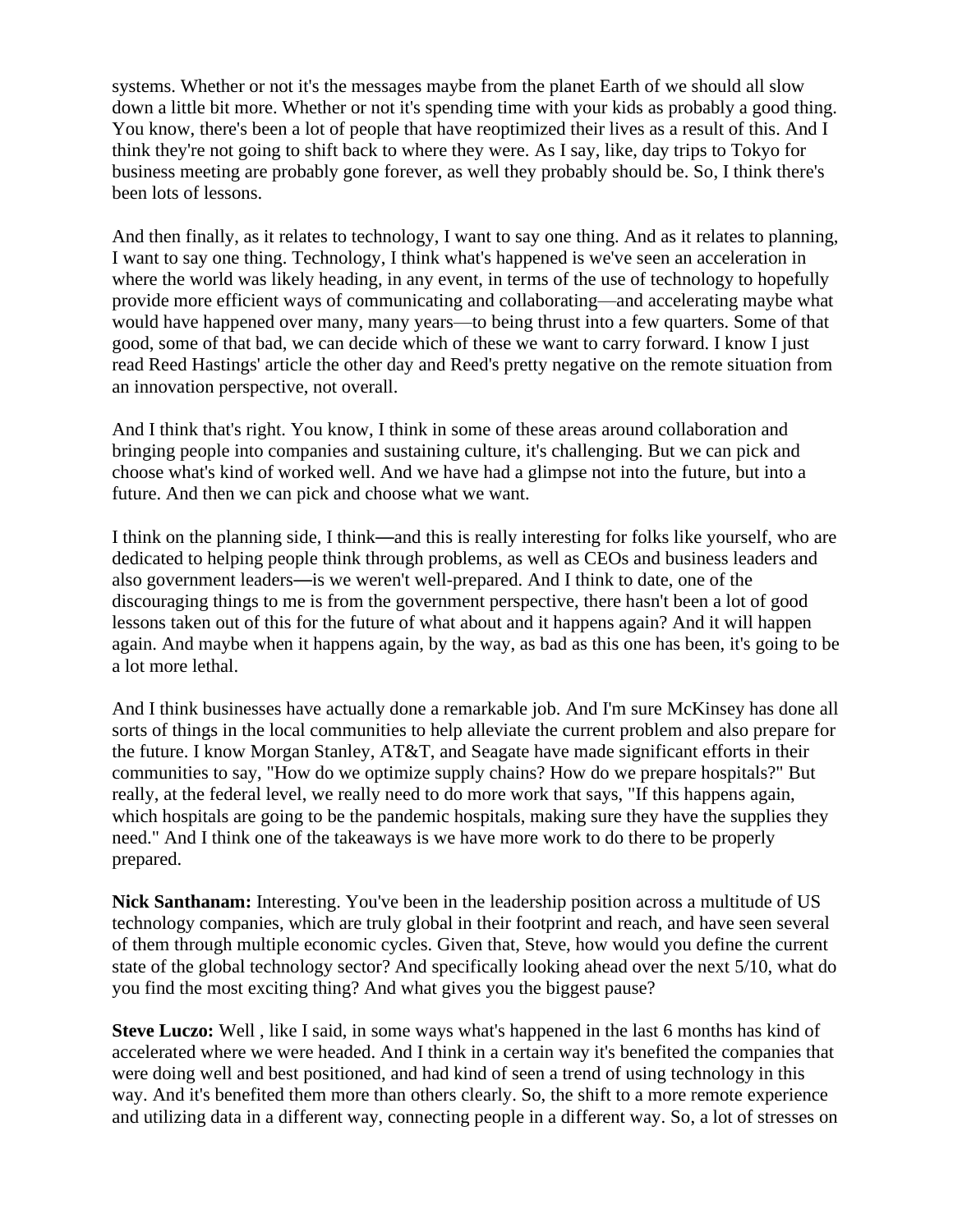systems. Whether or not it's the messages maybe from the planet Earth of we should all slow down a little bit more. Whether or not it's spending time with your kids as probably a good thing. You know, there's been a lot of people that have reoptimized their lives as a result of this. And I think they're not going to shift back to where they were. As I say, like, day trips to Tokyo for business meeting are probably gone forever, as well they probably should be. So, I think there's been lots of lessons.

And then finally, as it relates to technology, I want to say one thing. And as it relates to planning, I want to say one thing. Technology, I think what's happened is we've seen an acceleration in where the world was likely heading, in any event, in terms of the use of technology to hopefully provide more efficient ways of communicating and collaborating—and accelerating maybe what would have happened over many, many years—to being thrust into a few quarters. Some of that good, some of that bad, we can decide which of these we want to carry forward. I know I just read Reed Hastings' article the other day and Reed's pretty negative on the remote situation from an innovation perspective, not overall.

And I think that's right. You know, I think in some of these areas around collaboration and bringing people into companies and sustaining culture, it's challenging. But we can pick and choose what's kind of worked well. And we have had a glimpse not into the future, but into a future. And then we can pick and choose what we want.

I think on the planning side, I think—and this is really interesting for folks like yourself, who are dedicated to helping people think through problems, as well as CEOs and business leaders and also government leaders—is we weren't well-prepared. And I think to date, one of the discouraging things to me is from the government perspective, there hasn't been a lot of good lessons taken out of this for the future of what about and it happens again? And it will happen again. And maybe when it happens again, by the way, as bad as this one has been, it's going to be a lot more lethal.

And I think businesses have actually done a remarkable job. And I'm sure McKinsey has done all sorts of things in the local communities to help alleviate the current problem and also prepare for the future. I know Morgan Stanley, AT&T, and Seagate have made significant efforts in their communities to say, "How do we optimize supply chains? How do we prepare hospitals?" But really, at the federal level, we really need to do more work that says, "If this happens again, which hospitals are going to be the pandemic hospitals, making sure they have the supplies they need." And I think one of the takeaways is we have more work to do there to be properly prepared.

**Nick Santhanam:** Interesting. You've been in the leadership position across a multitude of US technology companies, which are truly global in their footprint and reach, and have seen several of them through multiple economic cycles. Given that, Steve, how would you define the current state of the global technology sector? And specifically looking ahead over the next 5/10, what do you find the most exciting thing? And what gives you the biggest pause?

**Steve Luczo:** Well , like I said, in some ways what's happened in the last 6 months has kind of accelerated where we were headed. And I think in a certain way it's benefited the companies that were doing well and best positioned, and had kind of seen a trend of using technology in this way. And it's benefited them more than others clearly. So, the shift to a more remote experience and utilizing data in a different way, connecting people in a different way. So, a lot of stresses on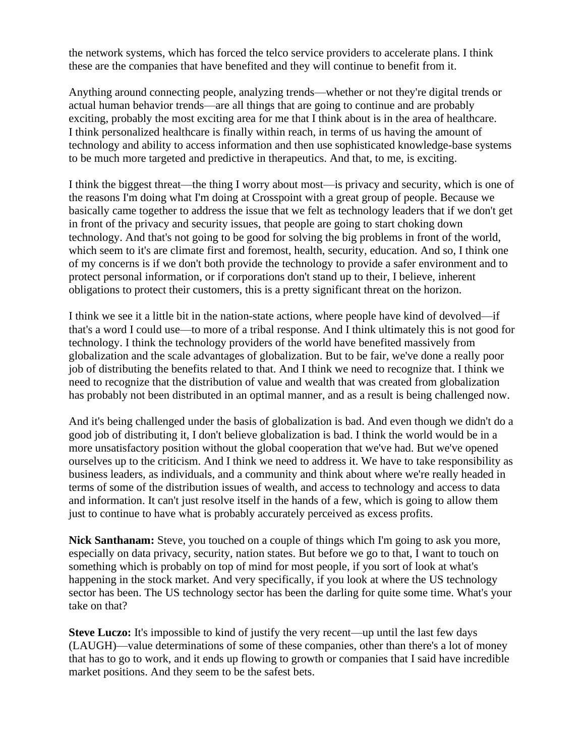the network systems, which has forced the telco service providers to accelerate plans. I think these are the companies that have benefited and they will continue to benefit from it.

Anything around connecting people, analyzing trends—whether or not they're digital trends or actual human behavior trends—are all things that are going to continue and are probably exciting, probably the most exciting area for me that I think about is in the area of healthcare. I think personalized healthcare is finally within reach, in terms of us having the amount of technology and ability to access information and then use sophisticated knowledge-base systems to be much more targeted and predictive in therapeutics. And that, to me, is exciting.

I think the biggest threat—the thing I worry about most—is privacy and security, which is one of the reasons I'm doing what I'm doing at Crosspoint with a great group of people. Because we basically came together to address the issue that we felt as technology leaders that if we don't get in front of the privacy and security issues, that people are going to start choking down technology. And that's not going to be good for solving the big problems in front of the world, which seem to it's are climate first and foremost, health, security, education. And so, I think one of my concerns is if we don't both provide the technology to provide a safer environment and to protect personal information, or if corporations don't stand up to their, I believe, inherent obligations to protect their customers, this is a pretty significant threat on the horizon.

I think we see it a little bit in the nation-state actions, where people have kind of devolved—if that's a word I could use—to more of a tribal response. And I think ultimately this is not good for technology. I think the technology providers of the world have benefited massively from globalization and the scale advantages of globalization. But to be fair, we've done a really poor job of distributing the benefits related to that. And I think we need to recognize that. I think we need to recognize that the distribution of value and wealth that was created from globalization has probably not been distributed in an optimal manner, and as a result is being challenged now.

And it's being challenged under the basis of globalization is bad. And even though we didn't do a good job of distributing it, I don't believe globalization is bad. I think the world would be in a more unsatisfactory position without the global cooperation that we've had. But we've opened ourselves up to the criticism. And I think we need to address it. We have to take responsibility as business leaders, as individuals, and a community and think about where we're really headed in terms of some of the distribution issues of wealth, and access to technology and access to data and information. It can't just resolve itself in the hands of a few, which is going to allow them just to continue to have what is probably accurately perceived as excess profits.

**Nick Santhanam:** Steve, you touched on a couple of things which I'm going to ask you more, especially on data privacy, security, nation states. But before we go to that, I want to touch on something which is probably on top of mind for most people, if you sort of look at what's happening in the stock market. And very specifically, if you look at where the US technology sector has been. The US technology sector has been the darling for quite some time. What's your take on that?

**Steve Luczo:** It's impossible to kind of justify the very recent—up until the last few days (LAUGH)—value determinations of some of these companies, other than there's a lot of money that has to go to work, and it ends up flowing to growth or companies that I said have incredible market positions. And they seem to be the safest bets.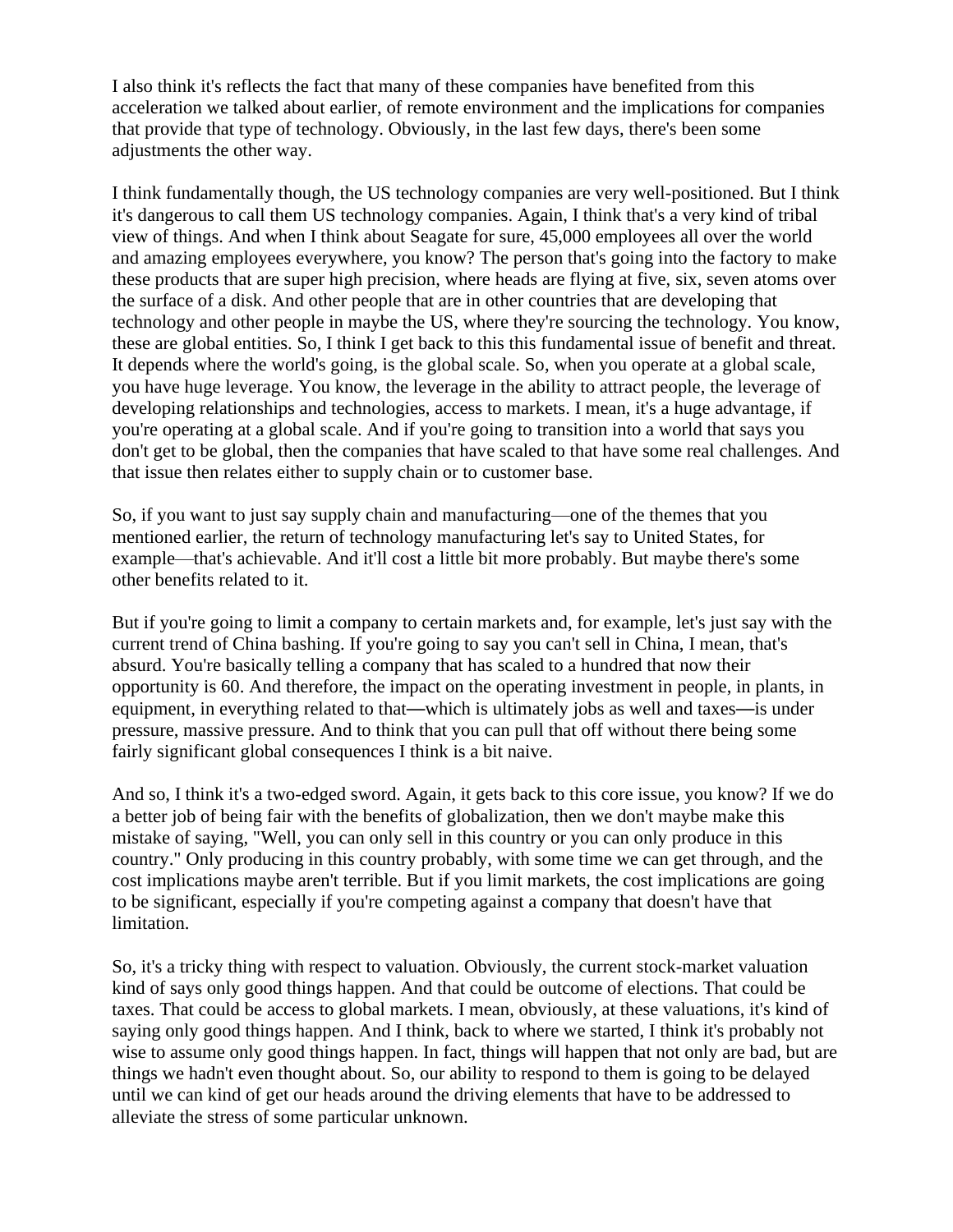I also think it's reflects the fact that many of these companies have benefited from this acceleration we talked about earlier, of remote environment and the implications for companies that provide that type of technology. Obviously, in the last few days, there's been some adjustments the other way.

I think fundamentally though, the US technology companies are very well-positioned. But I think it's dangerous to call them US technology companies. Again, I think that's a very kind of tribal view of things. And when I think about Seagate for sure, 45,000 employees all over the world and amazing employees everywhere, you know? The person that's going into the factory to make these products that are super high precision, where heads are flying at five, six, seven atoms over the surface of a disk. And other people that are in other countries that are developing that technology and other people in maybe the US, where they're sourcing the technology. You know, these are global entities. So, I think I get back to this this fundamental issue of benefit and threat. It depends where the world's going, is the global scale. So, when you operate at a global scale, you have huge leverage. You know, the leverage in the ability to attract people, the leverage of developing relationships and technologies, access to markets. I mean, it's a huge advantage, if you're operating at a global scale. And if you're going to transition into a world that says you don't get to be global, then the companies that have scaled to that have some real challenges. And that issue then relates either to supply chain or to customer base.

So, if you want to just say supply chain and manufacturing—one of the themes that you mentioned earlier, the return of technology manufacturing let's say to United States, for example—that's achievable. And it'll cost a little bit more probably. But maybe there's some other benefits related to it.

But if you're going to limit a company to certain markets and, for example, let's just say with the current trend of China bashing. If you're going to say you can't sell in China, I mean, that's absurd. You're basically telling a company that has scaled to a hundred that now their opportunity is 60. And therefore, the impact on the operating investment in people, in plants, in equipment, in everything related to that—which is ultimately jobs as well and taxes—is under pressure, massive pressure. And to think that you can pull that off without there being some fairly significant global consequences I think is a bit naive.

And so, I think it's a two-edged sword. Again, it gets back to this core issue, you know? If we do a better job of being fair with the benefits of globalization, then we don't maybe make this mistake of saying, "Well, you can only sell in this country or you can only produce in this country." Only producing in this country probably, with some time we can get through, and the cost implications maybe aren't terrible. But if you limit markets, the cost implications are going to be significant, especially if you're competing against a company that doesn't have that limitation.

So, it's a tricky thing with respect to valuation. Obviously, the current stock-market valuation kind of says only good things happen. And that could be outcome of elections. That could be taxes. That could be access to global markets. I mean, obviously, at these valuations, it's kind of saying only good things happen. And I think, back to where we started, I think it's probably not wise to assume only good things happen. In fact, things will happen that not only are bad, but are things we hadn't even thought about. So, our ability to respond to them is going to be delayed until we can kind of get our heads around the driving elements that have to be addressed to alleviate the stress of some particular unknown.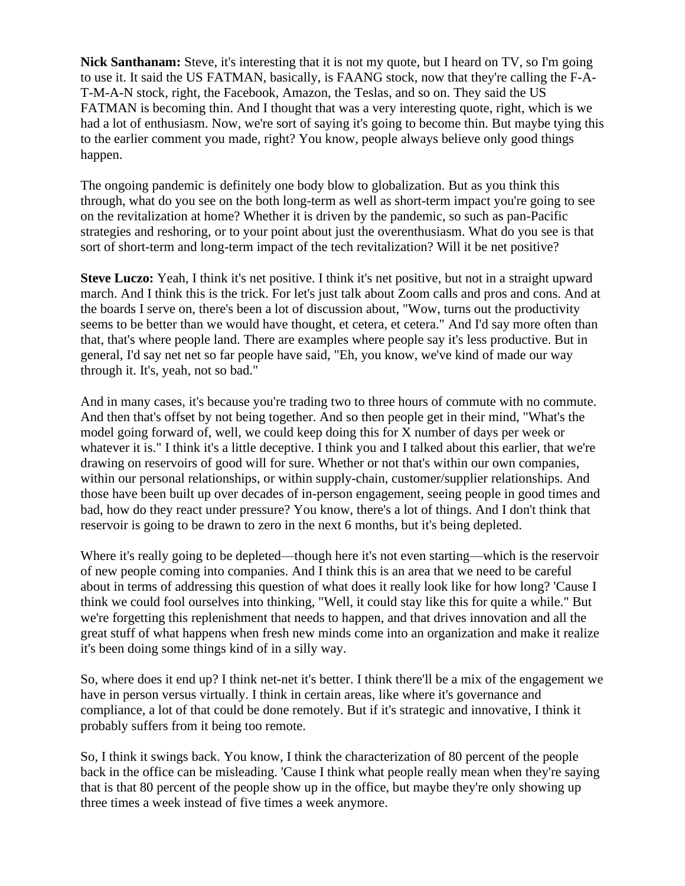**Nick Santhanam:** Steve, it's interesting that it is not my quote, but I heard on TV, so I'm going to use it. It said the US FATMAN, basically, is FAANG stock, now that they're calling the F-A-T-M-A-N stock, right, the Facebook, Amazon, the Teslas, and so on. They said the US FATMAN is becoming thin. And I thought that was a very interesting quote, right, which is we had a lot of enthusiasm. Now, we're sort of saying it's going to become thin. But maybe tying this to the earlier comment you made, right? You know, people always believe only good things happen.

The ongoing pandemic is definitely one body blow to globalization. But as you think this through, what do you see on the both long-term as well as short-term impact you're going to see on the revitalization at home? Whether it is driven by the pandemic, so such as pan-Pacific strategies and reshoring, or to your point about just the overenthusiasm. What do you see is that sort of short-term and long-term impact of the tech revitalization? Will it be net positive?

**Steve Luczo:** Yeah, I think it's net positive. I think it's net positive, but not in a straight upward march. And I think this is the trick. For let's just talk about Zoom calls and pros and cons. And at the boards I serve on, there's been a lot of discussion about, "Wow, turns out the productivity seems to be better than we would have thought, et cetera, et cetera." And I'd say more often than that, that's where people land. There are examples where people say it's less productive. But in general, I'd say net net so far people have said, "Eh, you know, we've kind of made our way through it. It's, yeah, not so bad."

And in many cases, it's because you're trading two to three hours of commute with no commute. And then that's offset by not being together. And so then people get in their mind, "What's the model going forward of, well, we could keep doing this for X number of days per week or whatever it is." I think it's a little deceptive. I think you and I talked about this earlier, that we're drawing on reservoirs of good will for sure. Whether or not that's within our own companies, within our personal relationships, or within supply-chain, customer/supplier relationships. And those have been built up over decades of in-person engagement, seeing people in good times and bad, how do they react under pressure? You know, there's a lot of things. And I don't think that reservoir is going to be drawn to zero in the next 6 months, but it's being depleted.

Where it's really going to be depleted—though here it's not even starting—which is the reservoir of new people coming into companies. And I think this is an area that we need to be careful about in terms of addressing this question of what does it really look like for how long? 'Cause I think we could fool ourselves into thinking, "Well, it could stay like this for quite a while." But we're forgetting this replenishment that needs to happen, and that drives innovation and all the great stuff of what happens when fresh new minds come into an organization and make it realize it's been doing some things kind of in a silly way.

So, where does it end up? I think net-net it's better. I think there'll be a mix of the engagement we have in person versus virtually. I think in certain areas, like where it's governance and compliance, a lot of that could be done remotely. But if it's strategic and innovative, I think it probably suffers from it being too remote.

So, I think it swings back. You know, I think the characterization of 80 percent of the people back in the office can be misleading. 'Cause I think what people really mean when they're saying that is that 80 percent of the people show up in the office, but maybe they're only showing up three times a week instead of five times a week anymore.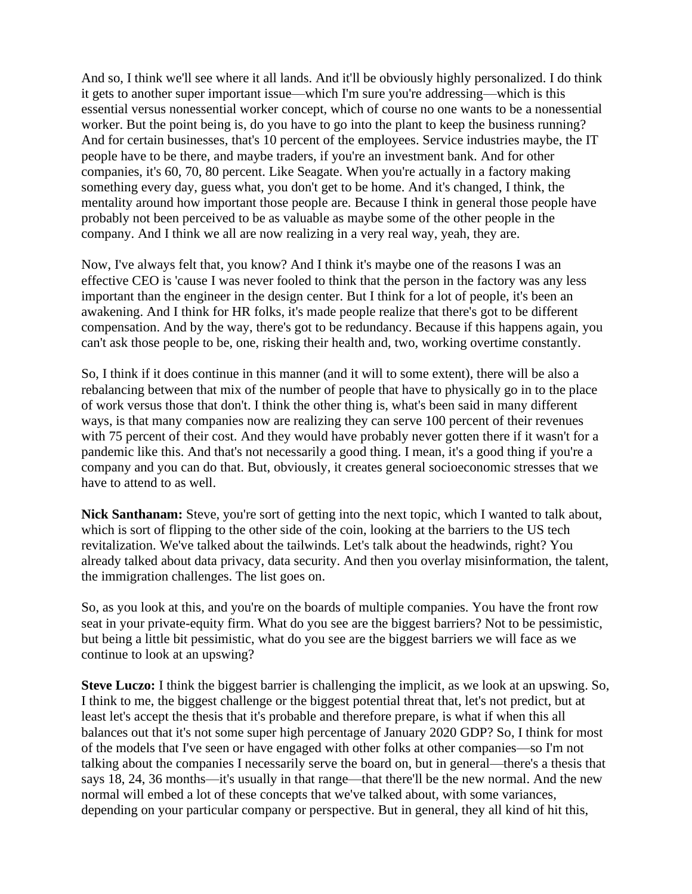And so, I think we'll see where it all lands. And it'll be obviously highly personalized. I do think it gets to another super important issue—which I'm sure you're addressing—which is this essential versus nonessential worker concept, which of course no one wants to be a nonessential worker. But the point being is, do you have to go into the plant to keep the business running? And for certain businesses, that's 10 percent of the employees. Service industries maybe, the IT people have to be there, and maybe traders, if you're an investment bank. And for other companies, it's 60, 70, 80 percent. Like Seagate. When you're actually in a factory making something every day, guess what, you don't get to be home. And it's changed, I think, the mentality around how important those people are. Because I think in general those people have probably not been perceived to be as valuable as maybe some of the other people in the company. And I think we all are now realizing in a very real way, yeah, they are.

Now, I've always felt that, you know? And I think it's maybe one of the reasons I was an effective CEO is 'cause I was never fooled to think that the person in the factory was any less important than the engineer in the design center. But I think for a lot of people, it's been an awakening. And I think for HR folks, it's made people realize that there's got to be different compensation. And by the way, there's got to be redundancy. Because if this happens again, you can't ask those people to be, one, risking their health and, two, working overtime constantly.

So, I think if it does continue in this manner (and it will to some extent), there will be also a rebalancing between that mix of the number of people that have to physically go in to the place of work versus those that don't. I think the other thing is, what's been said in many different ways, is that many companies now are realizing they can serve 100 percent of their revenues with 75 percent of their cost. And they would have probably never gotten there if it wasn't for a pandemic like this. And that's not necessarily a good thing. I mean, it's a good thing if you're a company and you can do that. But, obviously, it creates general socioeconomic stresses that we have to attend to as well.

**Nick Santhanam:** Steve, you're sort of getting into the next topic, which I wanted to talk about, which is sort of flipping to the other side of the coin, looking at the barriers to the US tech revitalization. We've talked about the tailwinds. Let's talk about the headwinds, right? You already talked about data privacy, data security. And then you overlay misinformation, the talent, the immigration challenges. The list goes on.

So, as you look at this, and you're on the boards of multiple companies. You have the front row seat in your private-equity firm. What do you see are the biggest barriers? Not to be pessimistic, but being a little bit pessimistic, what do you see are the biggest barriers we will face as we continue to look at an upswing?

**Steve Luczo:** I think the biggest barrier is challenging the implicit, as we look at an upswing. So, I think to me, the biggest challenge or the biggest potential threat that, let's not predict, but at least let's accept the thesis that it's probable and therefore prepare, is what if when this all balances out that it's not some super high percentage of January 2020 GDP? So, I think for most of the models that I've seen or have engaged with other folks at other companies—so I'm not talking about the companies I necessarily serve the board on, but in general—there's a thesis that says 18, 24, 36 months—it's usually in that range—that there'll be the new normal. And the new normal will embed a lot of these concepts that we've talked about, with some variances, depending on your particular company or perspective. But in general, they all kind of hit this,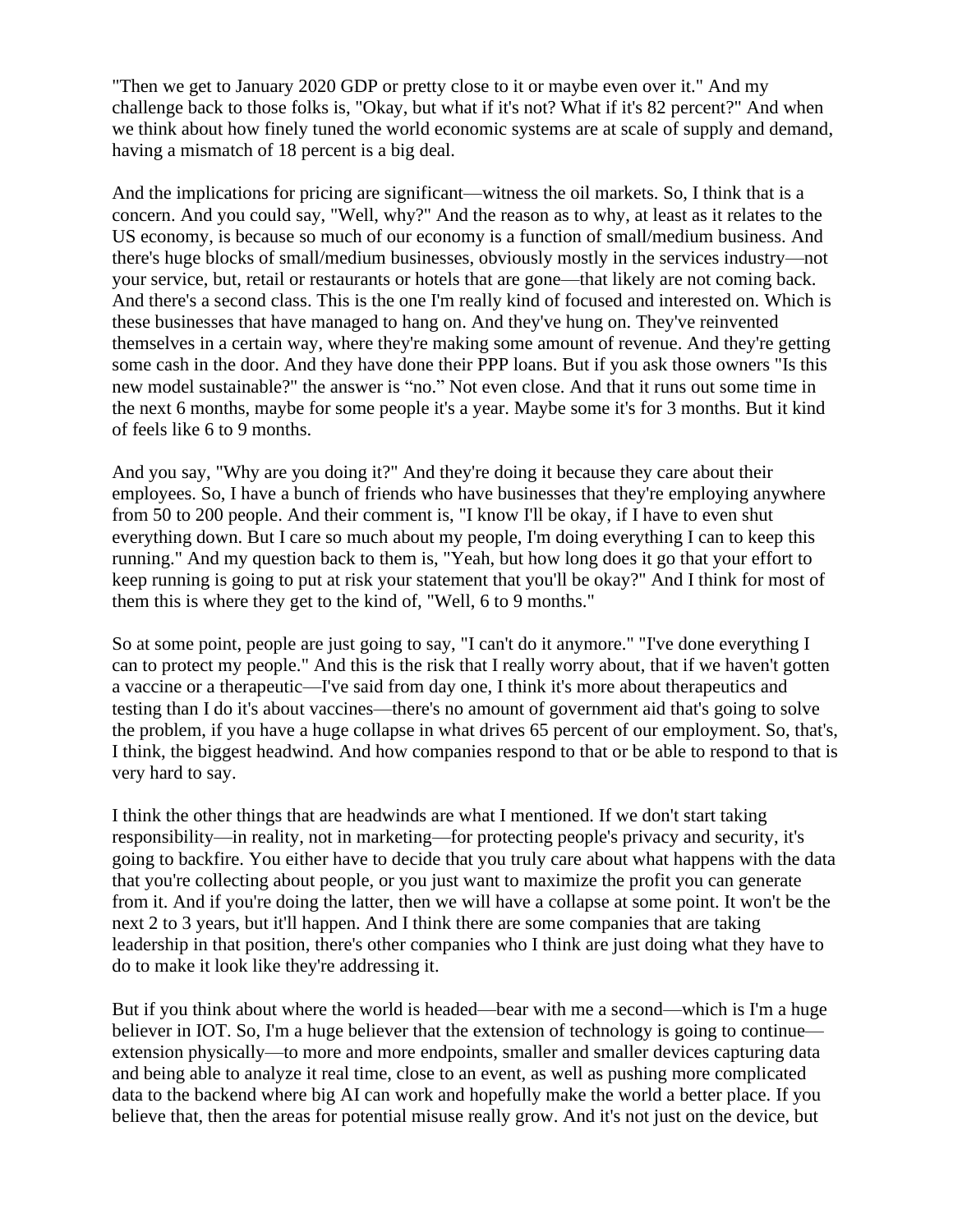"Then we get to January 2020 GDP or pretty close to it or maybe even over it." And my challenge back to those folks is, "Okay, but what if it's not? What if it's 82 percent?" And when we think about how finely tuned the world economic systems are at scale of supply and demand, having a mismatch of 18 percent is a big deal.

And the implications for pricing are significant—witness the oil markets. So, I think that is a concern. And you could say, "Well, why?" And the reason as to why, at least as it relates to the US economy, is because so much of our economy is a function of small/medium business. And there's huge blocks of small/medium businesses, obviously mostly in the services industry—not your service, but, retail or restaurants or hotels that are gone—that likely are not coming back. And there's a second class. This is the one I'm really kind of focused and interested on. Which is these businesses that have managed to hang on. And they've hung on. They've reinvented themselves in a certain way, where they're making some amount of revenue. And they're getting some cash in the door. And they have done their PPP loans. But if you ask those owners "Is this new model sustainable?" the answer is "no." Not even close. And that it runs out some time in the next 6 months, maybe for some people it's a year. Maybe some it's for 3 months. But it kind of feels like 6 to 9 months.

And you say, "Why are you doing it?" And they're doing it because they care about their employees. So, I have a bunch of friends who have businesses that they're employing anywhere from 50 to 200 people. And their comment is, "I know I'll be okay, if I have to even shut everything down. But I care so much about my people, I'm doing everything I can to keep this running." And my question back to them is, "Yeah, but how long does it go that your effort to keep running is going to put at risk your statement that you'll be okay?" And I think for most of them this is where they get to the kind of, "Well, 6 to 9 months."

So at some point, people are just going to say, "I can't do it anymore." "I've done everything I can to protect my people." And this is the risk that I really worry about, that if we haven't gotten a vaccine or a therapeutic—I've said from day one, I think it's more about therapeutics and testing than I do it's about vaccines—there's no amount of government aid that's going to solve the problem, if you have a huge collapse in what drives 65 percent of our employment. So, that's, I think, the biggest headwind. And how companies respond to that or be able to respond to that is very hard to say.

I think the other things that are headwinds are what I mentioned. If we don't start taking responsibility—in reality, not in marketing—for protecting people's privacy and security, it's going to backfire. You either have to decide that you truly care about what happens with the data that you're collecting about people, or you just want to maximize the profit you can generate from it. And if you're doing the latter, then we will have a collapse at some point. It won't be the next 2 to 3 years, but it'll happen. And I think there are some companies that are taking leadership in that position, there's other companies who I think are just doing what they have to do to make it look like they're addressing it.

But if you think about where the world is headed—bear with me a second—which is I'm a huge believer in IOT. So, I'm a huge believer that the extension of technology is going to continue—extension physically—to more and more endpoints, smaller and smaller devices capturing data and being able to analyze it real time, close to an event, as well as pushing more complicated data to the backend where big AI can work and hopefully make the world a better place. If you believe that, then the areas for potential misuse really grow. And it's not just on the device, but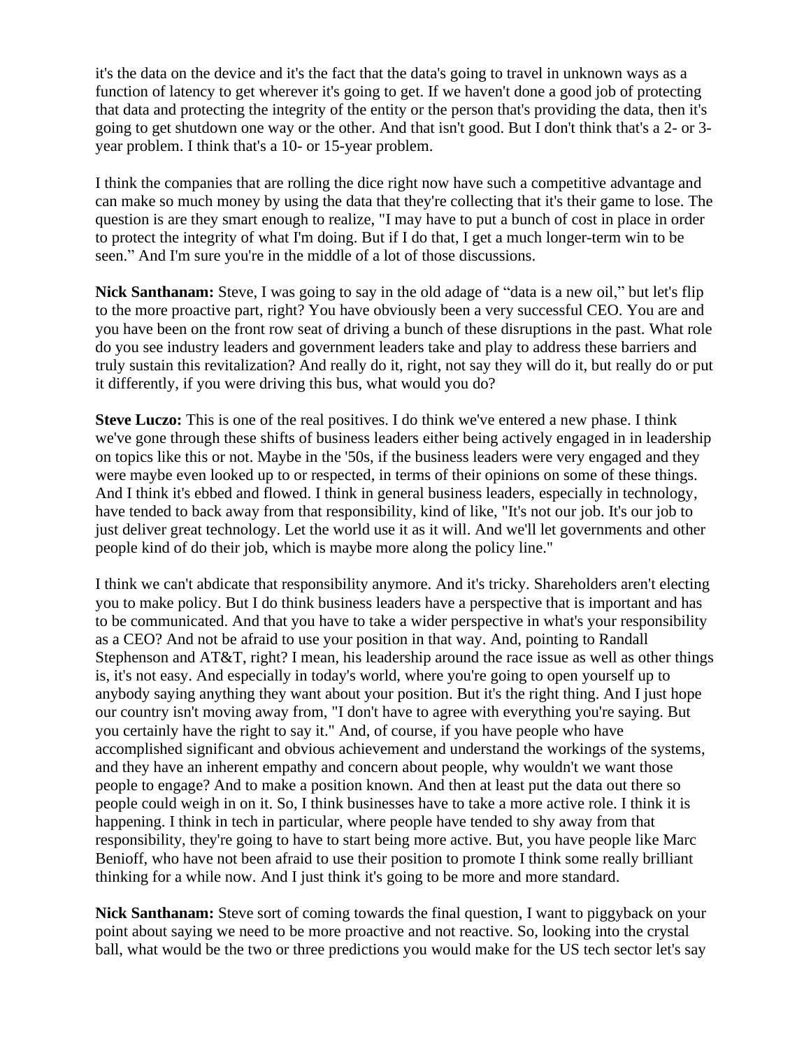it's the data on the device and it's the fact that the data's going to travel in unknown ways as a function of latency to get wherever it's going to get. If we haven't done a good job of protecting that data and protecting the integrity of the entity or the person that's providing the data, then it's going to get shutdown one way or the other. And that isn't good. But I don't think that's a 2- or 3-year problem. I think that's a 10- or 15-year problem.

I think the companies that are rolling the dice right now have such a competitive advantage and can make so much money by using the data that they're collecting that it's their game to lose. The question is are they smart enough to realize, "I may have to put a bunch of cost in place in order to protect the integrity of what I'm doing. But if I do that, I get a much longer-term win to be seen." And I'm sure you're in the middle of a lot of those discussions.

**Nick Santhanam:** Steve, I was going to say in the old adage of "data is a new oil," but let's flip to the more proactive part, right? You have obviously been a very successful CEO. You are and you have been on the front row seat of driving a bunch of these disruptions in the past. What role do you see industry leaders and government leaders take and play to address these barriers and truly sustain this revitalization? And really do it, right, not say they will do it, but really do or put it differently, if you were driving this bus, what would you do?

**Steve Luczo:** This is one of the real positives. I do think we've entered a new phase. I think we've gone through these shifts of business leaders either being actively engaged in in leadership on topics like this or not. Maybe in the '50s, if the business leaders were very engaged and they were maybe even looked up to or respected, in terms of their opinions on some of these things. And I think it's ebbed and flowed. I think in general business leaders, especially in technology, have tended to back away from that responsibility, kind of like, "It's not our job. It's our job to just deliver great technology. Let the world use it as it will. And we'll let governments and other people kind of do their job, which is maybe more along the policy line."

I think we can't abdicate that responsibility anymore. And it's tricky. Shareholders aren't electing you to make policy. But I do think business leaders have a perspective that is important and has to be communicated. And that you have to take a wider perspective in what's your responsibility as a CEO? And not be afraid to use your position in that way. And, pointing to Randall Stephenson and AT&T, right? I mean, his leadership around the race issue as well as other things is, it's not easy. And especially in today's world, where you're going to open yourself up to anybody saying anything they want about your position. But it's the right thing. And I just hope our country isn't moving away from, "I don't have to agree with everything you're saying. But you certainly have the right to say it." And, of course, if you have people who have accomplished significant and obvious achievement and understand the workings of the systems, and they have an inherent empathy and concern about people, why wouldn't we want those people to engage? And to make a position known. And then at least put the data out there so people could weigh in on it. So, I think businesses have to take a more active role. I think it is happening. I think in tech in particular, where people have tended to shy away from that responsibility, they're going to have to start being more active. But, you have people like Marc Benioff, who have not been afraid to use their position to promote I think some really brilliant thinking for a while now. And I just think it's going to be more and more standard.

**Nick Santhanam:** Steve sort of coming towards the final question, I want to piggyback on your point about saying we need to be more proactive and not reactive. So, looking into the crystal ball, what would be the two or three predictions you would make for the US tech sector let's say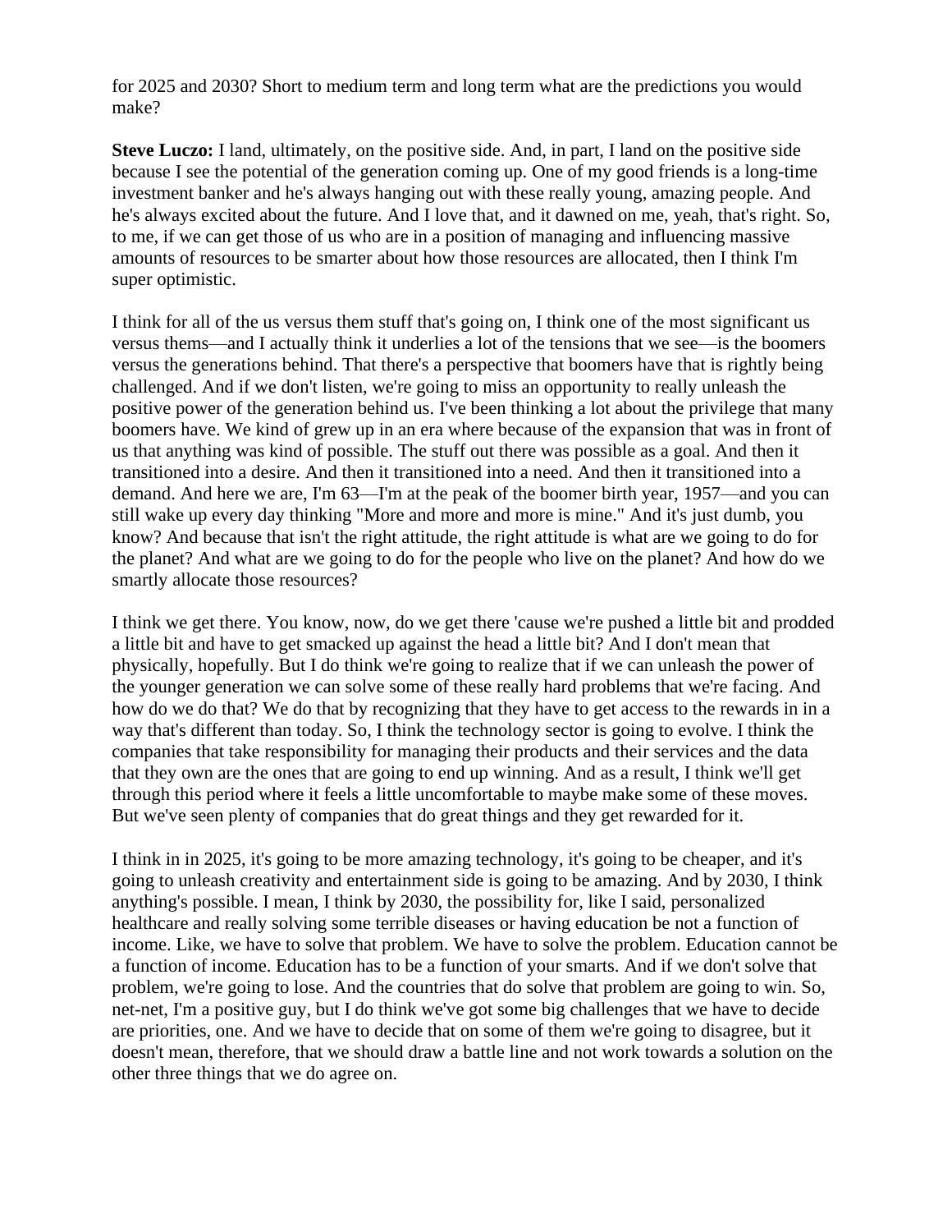for 2025 and 2030? Short to medium term and long term what are the predictions you would make?

**Steve Luczo:** I land, ultimately, on the positive side. And, in part, I land on the positive side because I see the potential of the generation coming up. One of my good friends is a long-time investment banker and he's always hanging out with these really young, amazing people. And he's always excited about the future. And I love that, and it dawned on me, yeah, that's right. So, to me, if we can get those of us who are in a position of managing and influencing massive amounts of resources to be smarter about how those resources are allocated, then I think I'm super optimistic.

I think for all of the us versus them stuff that's going on, I think one of the most significant us versus thems—and I actually think it underlies a lot of the tensions that we see—is the boomers versus the generations behind. That there's a perspective that boomers have that is rightly being challenged. And if we don't listen, we're going to miss an opportunity to really unleash the positive power of the generation behind us. I've been thinking a lot about the privilege that many boomers have. We kind of grew up in an era where because of the expansion that was in front of us that anything was kind of possible. The stuff out there was possible as a goal. And then it transitioned into a desire. And then it transitioned into a need. And then it transitioned into a demand. And here we are, I'm 63—I'm at the peak of the boomer birth year, 1957—and you can still wake up every day thinking "More and more and more is mine." And it's just dumb, you know? And because that isn't the right attitude, the right attitude is what are we going to do for the planet? And what are we going to do for the people who live on the planet? And how do we smartly allocate those resources?

I think we get there. You know, now, do we get there 'cause we're pushed a little bit and prodded a little bit and have to get smacked up against the head a little bit? And I don't mean that physically, hopefully. But I do think we're going to realize that if we can unleash the power of the younger generation we can solve some of these really hard problems that we're facing. And how do we do that? We do that by recognizing that they have to get access to the rewards in in a way that's different than today. So, I think the technology sector is going to evolve. I think the companies that take responsibility for managing their products and their services and the data that they own are the ones that are going to end up winning. And as a result, I think we'll get through this period where it feels a little uncomfortable to maybe make some of these moves. But we've seen plenty of companies that do great things and they get rewarded for it.

I think in in 2025, it's going to be more amazing technology, it's going to be cheaper, and it's going to unleash creativity and entertainment side is going to be amazing. And by 2030, I think anything's possible. I mean, I think by 2030, the possibility for, like I said, personalized healthcare and really solving some terrible diseases or having education be not a function of income. Like, we have to solve that problem. We have to solve the problem. Education cannot be a function of income. Education has to be a function of your smarts. And if we don't solve that problem, we're going to lose. And the countries that do solve that problem are going to win. So, net-net, I'm a positive guy, but I do think we've got some big challenges that we have to decide are priorities, one. And we have to decide that on some of them we're going to disagree, but it doesn't mean, therefore, that we should draw a battle line and not work towards a solution on the other three things that we do agree on.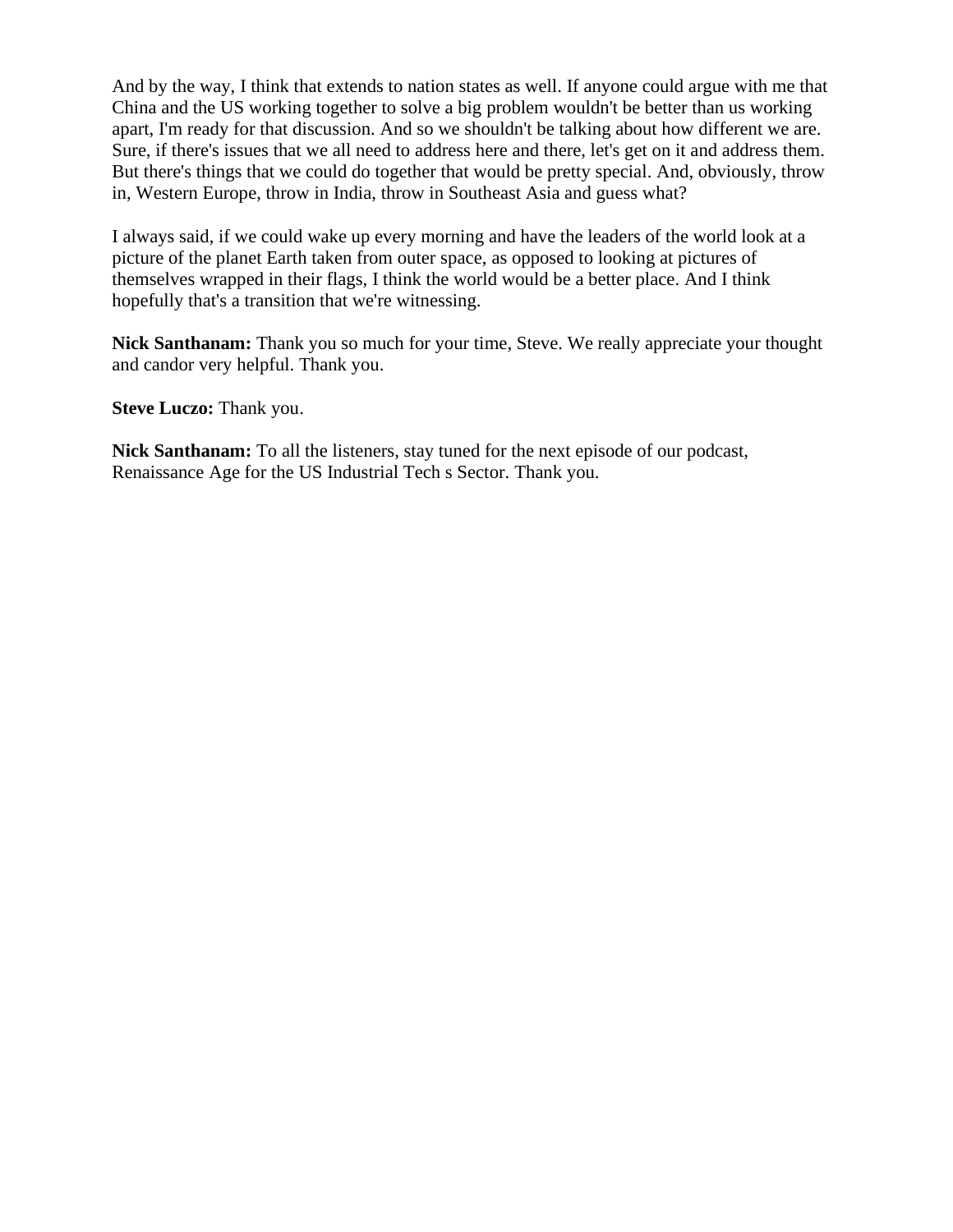And by the way, I think that extends to nation states as well. If anyone could argue with me that China and the US working together to solve a big problem wouldn't be better than us working apart, I'm ready for that discussion. And so we shouldn't be talking about how different we are. Sure, if there's issues that we all need to address here and there, let's get on it and address them. But there's things that we could do together that would be pretty special. And, obviously, throw in, Western Europe, throw in India, throw in Southeast Asia and guess what?

I always said, if we could wake up every morning and have the leaders of the world look at a picture of the planet Earth taken from outer space, as opposed to looking at pictures of themselves wrapped in their flags, I think the world would be a better place. And I think hopefully that's a transition that we're witnessing.

**Nick Santhanam:** Thank you so much for your time, Steve. We really appreciate your thought and candor very helpful. Thank you.

**Steve Luczo:** Thank you.

**Nick Santhanam:** To all the listeners, stay tuned for the next episode of our podcast, Renaissance Age for the US Industrial Tech s Sector. Thank you.